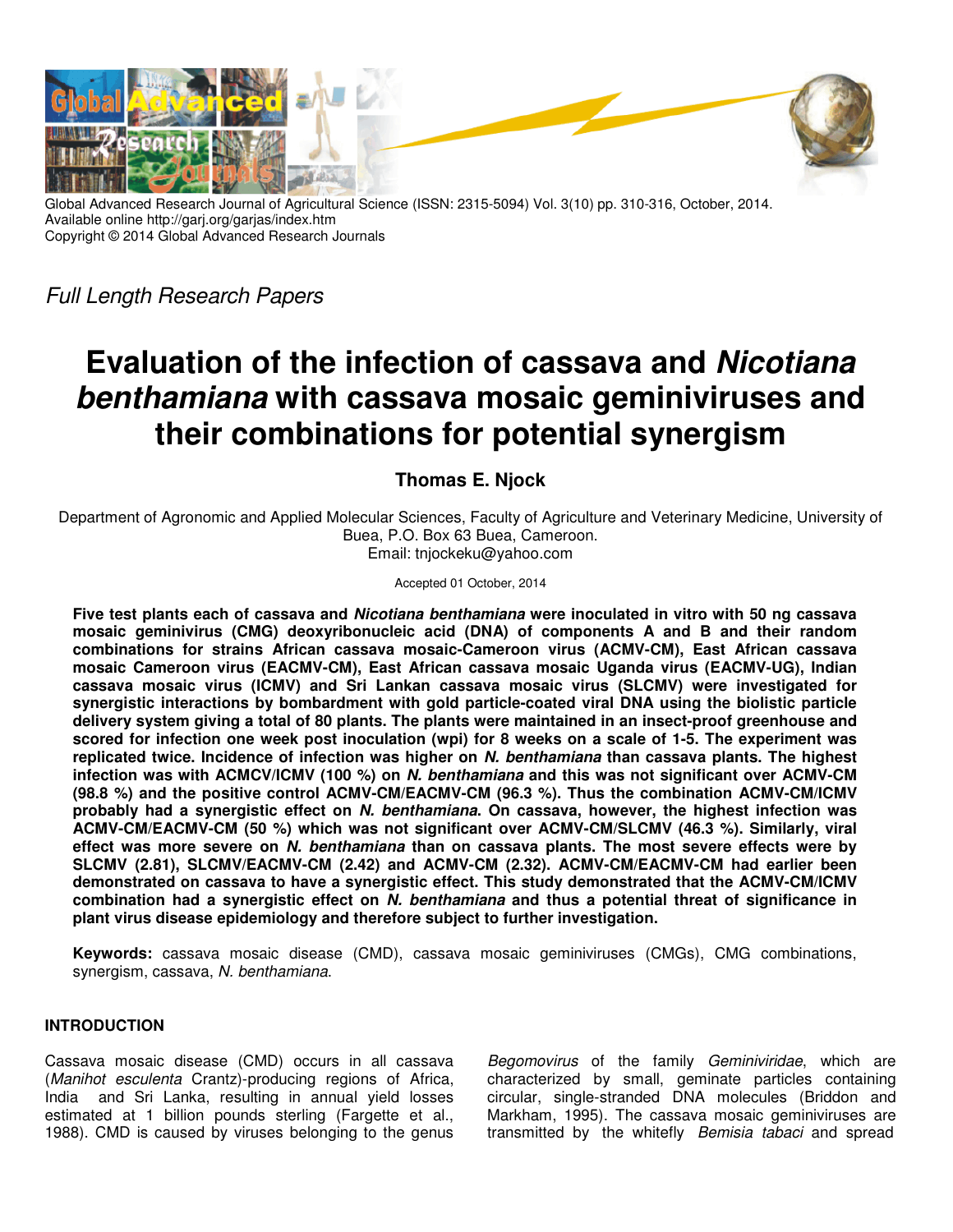Global Advanced Research Journal of Agricultural Science (ISSN: 2315-5094) Vol. 3(10) pp. 310-316, October, 2014.
Available online http://garj.org/garjas/index.htm
Copyright © 2014 Global Advanced Research Journals

*Full Length Research Papers*

# Evaluation of the infection of cassava and *Nicotiana benthamiana* with cassava mosaic geminiviruses and their combinations for potential synergism

**Thomas E. Njock**

Department of Agronomic and Applied Molecular Sciences, Faculty of Agriculture and Veterinary Medicine, University of Buea, P.O. Box 63 Buea, Cameroon.
Email: tnjockeku@yahoo.com

Accepted 01 October, 2014

**Five test plants each of cassava and *Nicotiana benthamiana* were inoculated in vitro with 50 ng cassava mosaic geminivirus (CMG) deoxyribonucleic acid (DNA) of components A and B and their random combinations for strains African cassava mosaic-Cameroon virus (ACMV-CM), East African cassava mosaic Cameroon virus (EACMV-CM), East African cassava mosaic Uganda virus (EACMV-UG), Indian cassava mosaic virus (ICMV) and Sri Lankan cassava mosaic virus (SLCMV) were investigated for synergistic interactions by bombardment with gold particle-coated viral DNA using the biolistic particle delivery system giving a total of 80 plants. The plants were maintained in an insect-proof greenhouse and scored for infection one week post inoculation (wpi) for 8 weeks on a scale of 1-5. The experiment was replicated twice. Incidence of infection was higher on *N. benthamiana* than cassava plants. The highest infection was with ACMCV/ICMV (100 %) on *N. benthamiana* and this was not significant over ACMV-CM (98.8 %) and the positive control ACMV-CM/EACMV-CM (96.3 %). Thus the combination ACMV-CM/ICMV probably had a synergistic effect on *N. benthamiana*. On cassava, however, the highest infection was ACMV-CM/EACMV-CM (50 %) which was not significant over ACMV-CM/SLCMV (46.3 %). Similarly, viral effect was more severe on *N. benthamiana* than on cassava plants. The most severe effects were by SLCMV (2.81), SLCMV/EACMV-CM (2.42) and ACMV-CM (2.32). ACMV-CM/EACMV-CM had earlier been demonstrated on cassava to have a synergistic effect. This study demonstrated that the ACMV-CM/ICMV combination had a synergistic effect on *N. benthamiana* and thus a potential threat of significance in plant virus disease epidemiology and therefore subject to further investigation.**

**Keywords:** cassava mosaic disease (CMD), cassava mosaic geminiviruses (CMGs), CMG combinations, synergism, cassava, *N. benthamiana*.

## INTRODUCTION

Cassava mosaic disease (CMD) occurs in all cassava (*Manihot esculenta* Crantz)-producing regions of Africa, India and Sri Lanka, resulting in annual yield losses estimated at 1 billion pounds sterling (Fargette et al., 1988). CMD is caused by viruses belonging to the genus *Begomovirus* of the family *Geminiviridae*, which are characterized by small, geminate particles containing circular, single-stranded DNA molecules (Briddon and Markham, 1995). The cassava mosaic geminiviruses are transmitted by the whitefly *Bemisia tabaci* and spread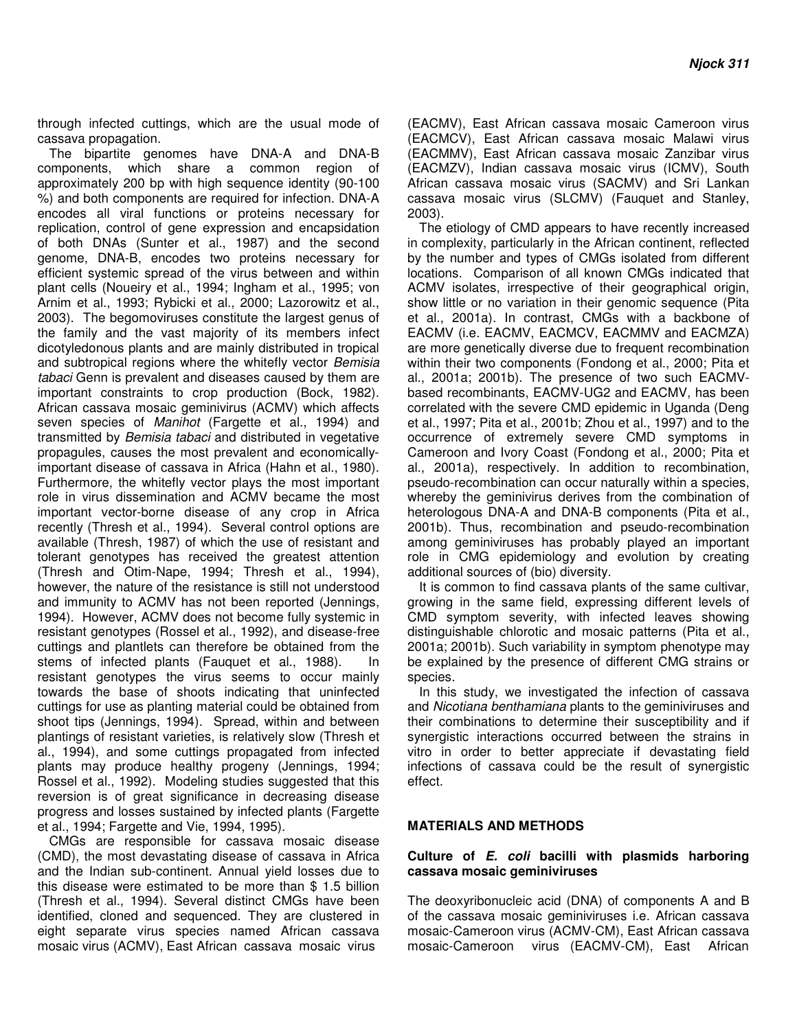through infected cuttings, which are the usual mode of cassava propagation.

The bipartite genomes have DNA-A and DNA-B components, which share a common region of approximately 200 bp with high sequence identity (90-100 %) and both components are required for infection. DNA-A encodes all viral functions or proteins necessary for replication, control of gene expression and encapsidation of both DNAs (Sunter et al., 1987) and the second genome, DNA-B, encodes two proteins necessary for efficient systemic spread of the virus between and within plant cells (Noueiry et al., 1994; Ingham et al., 1995; von Arnim et al., 1993; Rybicki et al., 2000; Lazorowitz et al., 2003). The begomoviruses constitute the largest genus of the family and the vast majority of its members infect dicotyledonous plants and are mainly distributed in tropical and subtropical regions where the whitefly vector *Bemisia tabaci* Genn is prevalent and diseases caused by them are important constraints to crop production (Bock, 1982). African cassava mosaic geminivirus (ACMV) which affects seven species of *Manihot* (Fargette et al., 1994) and transmitted by *Bemisia tabaci* and distributed in vegetative propagules, causes the most prevalent and economically-important disease of cassava in Africa (Hahn et al., 1980). Furthermore, the whitefly vector plays the most important role in virus dissemination and ACMV became the most important vector-borne disease of any crop in Africa recently (Thresh et al., 1994). Several control options are available (Thresh, 1987) of which the use of resistant and tolerant genotypes has received the greatest attention (Thresh and Otim-Nape, 1994; Thresh et al., 1994), however, the nature of the resistance is still not understood and immunity to ACMV has not been reported (Jennings, 1994). However, ACMV does not become fully systemic in resistant genotypes (Rossel et al., 1992), and disease-free cuttings and plantlets can therefore be obtained from the stems of infected plants (Fauquet et al., 1988). In resistant genotypes the virus seems to occur mainly towards the base of shoots indicating that uninfected cuttings for use as planting material could be obtained from shoot tips (Jennings, 1994). Spread, within and between plantings of resistant varieties, is relatively slow (Thresh et al., 1994), and some cuttings propagated from infected plants may produce healthy progeny (Jennings, 1994; Rossel et al., 1992). Modeling studies suggested that this reversion is of great significance in decreasing disease progress and losses sustained by infected plants (Fargette et al., 1994; Fargette and Vie, 1994, 1995).

CMGs are responsible for cassava mosaic disease (CMD), the most devastating disease of cassava in Africa and the Indian sub-continent. Annual yield losses due to this disease were estimated to be more than $ 1.5 billion (Thresh et al., 1994). Several distinct CMGs have been identified, cloned and sequenced. They are clustered in eight separate virus species named African cassava mosaic virus (ACMV), East African cassava mosaic virus (EACMV), East African cassava mosaic Cameroon virus (EACMCV), East African cassava mosaic Malawi virus (EACMMV), East African cassava mosaic Zanzibar virus (EACMZV), Indian cassava mosaic virus (ICMV), South African cassava mosaic virus (SACMV) and Sri Lankan cassava mosaic virus (SLCMV) (Fauquet and Stanley, 2003).

The etiology of CMD appears to have recently increased in complexity, particularly in the African continent, reflected by the number and types of CMGs isolated from different locations. Comparison of all known CMGs indicated that ACMV isolates, irrespective of their geographical origin, show little or no variation in their genomic sequence (Pita et al., 2001a). In contrast, CMGs with a backbone of EACMV (i.e. EACMV, EACMCV, EACMMV and EACMZA) are more genetically diverse due to frequent recombination within their two components (Fondong et al., 2000; Pita et al., 2001a; 2001b). The presence of two such EACMV-based recombinants, EACMV-UG2 and EACMV, has been correlated with the severe CMD epidemic in Uganda (Deng et al., 1997; Pita et al., 2001b; Zhou et al., 1997) and to the occurrence of extremely severe CMD symptoms in Cameroon and Ivory Coast (Fondong et al., 2000; Pita et al., 2001a), respectively. In addition to recombination, pseudo-recombination can occur naturally within a species, whereby the geminivirus derives from the combination of heterologous DNA-A and DNA-B components (Pita et al., 2001b). Thus, recombination and pseudo-recombination among geminiviruses has probably played an important role in CMG epidemiology and evolution by creating additional sources of (bio) diversity.

It is common to find cassava plants of the same cultivar, growing in the same field, expressing different levels of CMD symptom severity, with infected leaves showing distinguishable chlorotic and mosaic patterns (Pita et al., 2001a; 2001b). Such variability in symptom phenotype may be explained by the presence of different CMG strains or species.

In this study, we investigated the infection of cassava and *Nicotiana benthamiana* plants to the geminiviruses and their combinations to determine their susceptibility and if synergistic interactions occurred between the strains in vitro in order to better appreciate if devastating field infections of cassava could be the result of synergistic effect.

## MATERIALS AND METHODS

### Culture of *E. coli* bacilli with plasmids harboring cassava mosaic geminiviruses

The deoxyribonucleic acid (DNA) of components A and B of the cassava mosaic geminiviruses i.e. African cassava mosaic-Cameroon virus (ACMV-CM), East African cassava mosaic-Cameroon virus (EACMV-CM), East African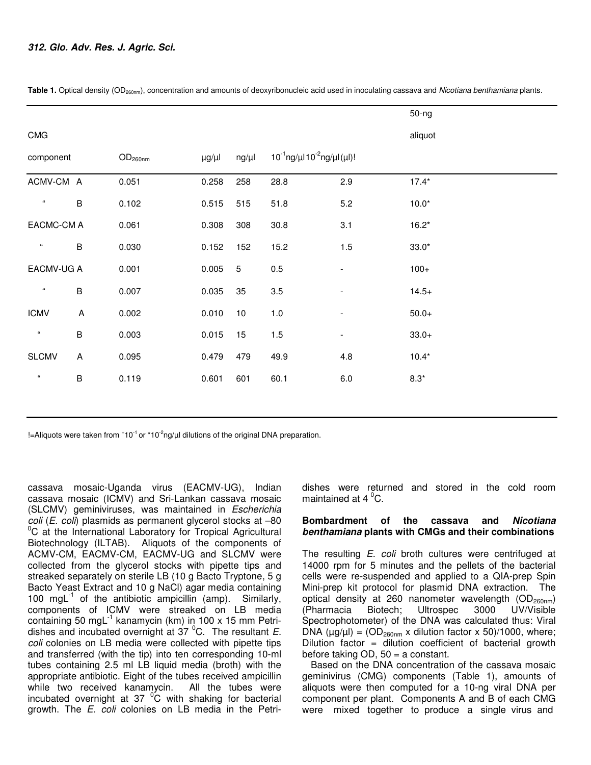**Table 1.** Optical density ($OD_{260nm}$), concentration and amounts of deoxyribonucleic acid used in inoculating cassava and *Nicotiana benthamiana* plants.

| CMG component | | $OD_{260nm}$ | µg/µl | ng/µl | $10^{-1}$ng/µl | $10^{-2}$ng/µl | 50-ng aliquot (µl)! |
|---|---|---|---|---|---|---|---|
| ACMV-CM | A | 0.051 | 0.258 | 258 | 28.8 | 2.9 | 17.4* |
| " | B | 0.102 | 0.515 | 515 | 51.8 | 5.2 | 10.0* |
| EACMC-CM | A | 0.061 | 0.308 | 308 | 30.8 | 3.1 | 16.2* |
| " | B | 0.030 | 0.152 | 152 | 15.2 | 1.5 | 33.0* |
| EACMV-UG | A | 0.001 | 0.005 | 5 | 0.5 | - | 100+ |
| " | B | 0.007 | 0.035 | 35 | 3.5 | - | 14.5+ |
| ICMV | A | 0.002 | 0.010 | 10 | 1.0 | - | 50.0+ |
| " | B | 0.003 | 0.015 | 15 | 1.5 | - | 33.0+ |
| SLCMV | A | 0.095 | 0.479 | 479 | 49.9 | 4.8 | 10.4* |
| " | B | 0.119 | 0.601 | 601 | 60.1 | 6.0 | 8.3* |

!=Aliquots were taken from $^{+}10^{-1}$ or $^{*}10^{-2}$ng/µl dilutions of the original DNA preparation.

cassava mosaic-Uganda virus (EACMV-UG), Indian cassava mosaic (ICMV) and Sri-Lankan cassava mosaic (SLCMV) geminiviruses, was maintained in *Escherichia coli* (*E. coli*) plasmids as permanent glycerol stocks at –80 $^{0}$C at the International Laboratory for Tropical Agricultural Biotechnology (ILTAB). Aliquots of the components of ACMV-CM, EACMV-CM, EACMV-UG and SLCMV were collected from the glycerol stocks with pipette tips and streaked separately on sterile LB (10 g Bacto Tryptone, 5 g Bacto Yeast Extract and 10 g NaCl) agar media containing 100 $mgL^{-1}$ of the antibiotic ampicillin (amp). Similarly, components of ICMV were streaked on LB media containing 50 $mgL^{-1}$ kanamycin (km) in 100 x 15 mm Petri-dishes and incubated overnight at 37 $^{0}$C. The resultant *E. coli* colonies on LB media were collected with pipette tips and transferred (with the tip) into ten corresponding 10-ml tubes containing 2.5 ml LB liquid media (broth) with the appropriate antibiotic. Eight of the tubes received ampicillin while two received kanamycin. All the tubes were incubated overnight at 37 $^{0}$C with shaking for bacterial growth. The *E. coli* colonies on LB media in the Petri-dishes were returned and stored in the cold room maintained at 4 $^{0}$C.

**Bombardment of the cassava and *Nicotiana benthamiana* plants with CMGs and their combinations**

The resulting *E. coli* broth cultures were centrifuged at 14000 rpm for 5 minutes and the pellets of the bacterial cells were re-suspended and applied to a QIA-prep Spin Mini-prep kit protocol for plasmid DNA extraction. The optical density at 260 nanometer wavelength ($OD_{260nm}$) (Pharmacia Biotech; Ultrospec 3000 UV/Visible Spectrophotometer) of the DNA was calculated thus: Viral DNA (µg/µl) = ($OD_{260nm}$ x dilution factor x 50)/1000, where; Dilution factor = dilution coefficient of bacterial growth before taking OD, 50 = a constant.

Based on the DNA concentration of the cassava mosaic geminivirus (CMG) components (Table 1), amounts of aliquots were then computed for a 10-ng viral DNA per component per plant. Components A and B of each CMG were mixed together to produce a single virus and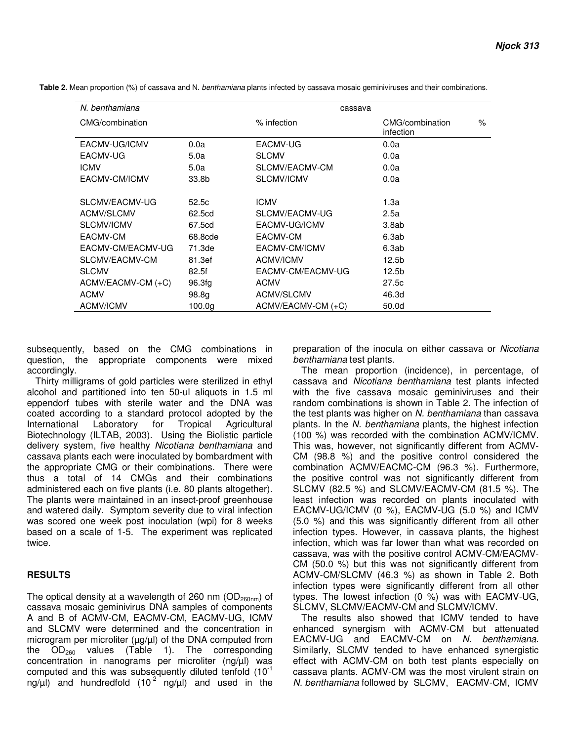**Table 2.** Mean proportion (%) of cassava and N. *benthamiana* plants infected by cassava mosaic geminiviruses and their combinations.

| *N. benthamiana* | | cassava | |
|---|---|---|---|
| CMG/combination | % infection | CMG/combination | % infection |
| EACMV-UG/ICMV | 0.0a | EACMV-UG | 0.0a |
| EACMV-UG | 5.0a | SLCMV | 0.0a |
| ICMV | 5.0a | SLCMV/EACMV-CM | 0.0a |
| EACMV-CM/ICMV | 33.8b | SLCMV/ICMV | 0.0a |
| SLCMV/EACMV-UG | 52.5c | ICMV | 1.3a |
| ACMV/SLCMV | 62.5cd | SLCMV/EACMV-UG | 2.5a |
| SLCMV/ICMV | 67.5cd | EACMV-UG/ICMV | 3.8ab |
| EACMV-CM | 68.8cde | EACMV-CM | 6.3ab |
| EACMV-CM/EACMV-UG | 71.3de | EACMV-CM/ICMV | 6.3ab |
| SLCMV/EACMV-CM | 81.3ef | ACMV/ICMV | 12.5b |
| SLCMV | 82.5f | EACMV-CM/EACMV-UG | 12.5b |
| ACMV/EACMV-CM (+C) | 96.3fg | ACMV | 27.5c |
| ACMV | 98.8g | ACMV/SLCMV | 46.3d |
| ACMV/ICMV | 100.0g | ACMV/EACMV-CM (+C) | 50.0d |

subsequently, based on the CMG combinations in question, the appropriate components were mixed accordingly.

Thirty milligrams of gold particles were sterilized in ethyl alcohol and partitioned into ten 50-ul aliquots in 1.5 ml eppendorf tubes with sterile water and the DNA was coated according to a standard protocol adopted by the International Laboratory for Tropical Agricultural Biotechnology (ILTAB, 2003). Using the Biolistic particle delivery system, five healthy *Nicotiana benthamiana* and cassava plants each were inoculated by bombardment with the appropriate CMG or their combinations. There were thus a total of 14 CMGs and their combinations administered each on five plants (i.e. 80 plants altogether). The plants were maintained in an insect-proof greenhouse and watered daily. Symptom severity due to viral infection was scored one week post inoculation (wpi) for 8 weeks based on a scale of 1-5. The experiment was replicated twice.

## RESULTS

The optical density at a wavelength of 260 nm ($OD_{260nm}$) of cassava mosaic geminivirus DNA samples of components A and B of ACMV-CM, EACMV-CM, EACMV-UG, ICMV and SLCMV were determined and the concentration in microgram per microliter (µg/µl) of the DNA computed from the $OD_{260}$ values (Table 1). The corresponding concentration in nanograms per microliter (ng/µl) was computed and this was subsequently diluted tenfold ($10^{-1}$ ng/µl) and hundredfold ($10^{-2}$ ng/µl) and used in the preparation of the inocula on either cassava or *Nicotiana benthamiana* test plants.

The mean proportion (incidence), in percentage, of cassava and *Nicotiana benthamiana* test plants infected with the five cassava mosaic geminiviruses and their random combinations is shown in Table 2. The infection of the test plants was higher on *N. benthamiana* than cassava plants. In the *N. benthamiana* plants, the highest infection (100 %) was recorded with the combination ACMV/ICMV. This was, however, not significantly different from ACMV-CM (98.8 %) and the positive control considered the combination ACMV/EACMC-CM (96.3 %). Furthermore, the positive control was not significantly different from SLCMV (82.5 %) and SLCMV/EACMV-CM (81.5 %). The least infection was recorded on plants inoculated with EACMV-UG/ICMV (0 %), EACMV-UG (5.0 %) and ICMV (5.0 %) and this was significantly different from all other infection types. However, in cassava plants, the highest infection, which was far lower than what was recorded on cassava, was with the positive control ACMV-CM/EACMV-CM (50.0 %) but this was not significantly different from ACMV-CM/SLCMV (46.3 %) as shown in Table 2. Both infection types were significantly different from all other types. The lowest infection (0 %) was with EACMV-UG, SLCMV, SLCMV/EACMV-CM and SLCMV/ICMV.

The results also showed that ICMV tended to have enhanced synergism with ACMV-CM but attenuated EACMV-UG and EACMV-CM on *N. benthamiana*. Similarly, SLCMV tended to have enhanced synergistic effect with ACMV-CM on both test plants especially on cassava plants. ACMV-CM was the most virulent strain on *N. benthamiana* followed by SLCMV, EACMV-CM, ICMV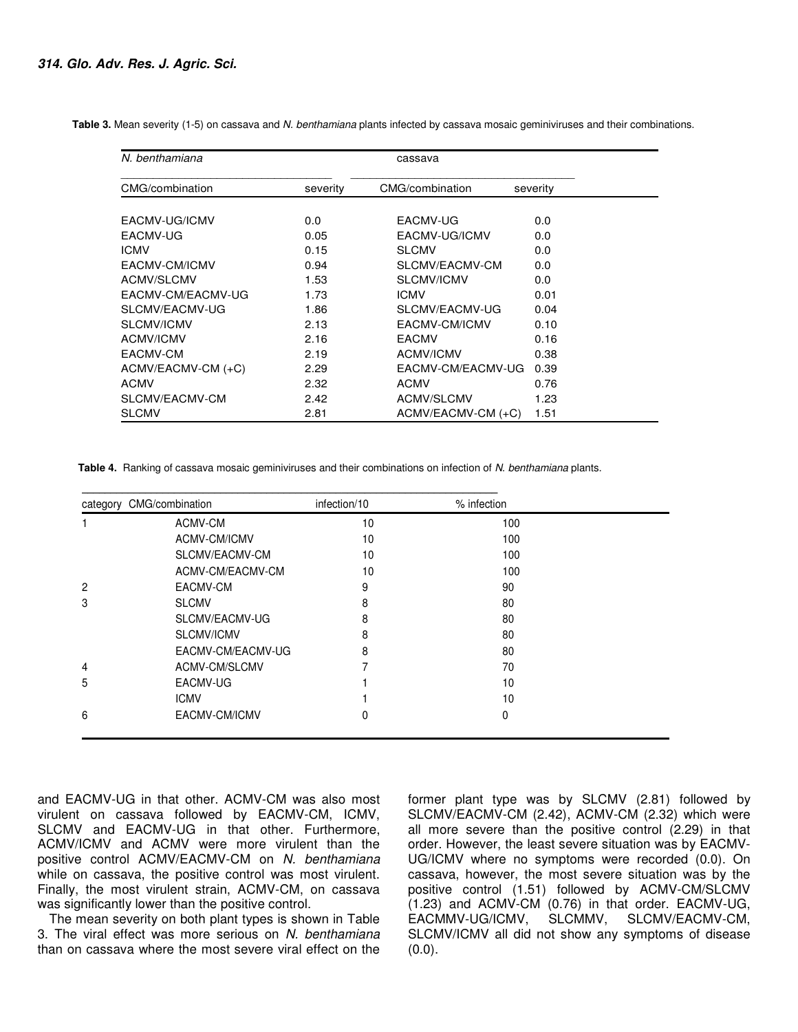**Table 3.** Mean severity (1-5) on cassava and *N. benthamiana* plants infected by cassava mosaic geminiviruses and their combinations.

| *N. benthamiana* | | cassava | |
|---|---|---|---|
| CMG/combination | severity | CMG/combination | severity |
| EACMV-UG/ICMV | 0.0 | EACMV-UG | 0.0 |
| EACMV-UG | 0.05 | EACMV-UG/ICMV | 0.0 |
| ICMV | 0.15 | SLCMV | 0.0 |
| EACMV-CM/ICMV | 0.94 | SLCMV/EACMV-CM | 0.0 |
| ACMV/SLCMV | 1.53 | SLCMV/ICMV | 0.0 |
| EACMV-CM/EACMV-UG | 1.73 | ICMV | 0.01 |
| SLCMV/EACMV-UG | 1.86 | SLCMV/EACMV-UG | 0.04 |
| SLCMV/ICMV | 2.13 | EACMV-CM/ICMV | 0.10 |
| ACMV/ICMV | 2.16 | EACMV | 0.16 |
| EACMV-CM | 2.19 | ACMV/ICMV | 0.38 |
| ACMV/EACMV-CM (+C) | 2.29 | EACMV-CM/EACMV-UG | 0.39 |
| ACMV | 2.32 | ACMV | 0.76 |
| SLCMV/EACMV-CM | 2.42 | ACMV/SLCMV | 1.23 |
| SLCMV | 2.81 | ACMV/EACMV-CM (+C) | 1.51 |

**Table 4.** Ranking of cassava mosaic geminiviruses and their combinations on infection of *N. benthamiana* plants.

| category | CMG/combination | infection/10 | % infection |
|---|---|---|---|
| 1 | ACMV-CM | 10 | 100 |
| | ACMV-CM/ICMV | 10 | 100 |
| | SLCMV/EACMV-CM | 10 | 100 |
| | ACMV-CM/EACMV-CM | 10 | 100 |
| 2 | EACMV-CM | 9 | 90 |
| 3 | SLCMV | 8 | 80 |
| | SLCMV/EACMV-UG | 8 | 80 |
| | SLCMV/ICMV | 8 | 80 |
| | EACMV-CM/EACMV-UG | 8 | 80 |
| 4 | ACMV-CM/SLCMV | 7 | 70 |
| 5 | EACMV-UG | 1 | 10 |
| | ICMV | 1 | 10 |
| 6 | EACMV-CM/ICMV | 0 | 0 |

and EACMV-UG in that other. ACMV-CM was also most virulent on cassava followed by EACMV-CM, ICMV, SLCMV and EACMV-UG in that other. Furthermore, ACMV/ICMV and ACMV were more virulent than the positive control ACMV/EACMV-CM on *N. benthamiana* while on cassava, the positive control was most virulent. Finally, the most virulent strain, ACMV-CM, on cassava was significantly lower than the positive control.

The mean severity on both plant types is shown in Table 3. The viral effect was more serious on *N. benthamiana* than on cassava where the most severe viral effect on the former plant type was by SLCMV (2.81) followed by SLCMV/EACMV-CM (2.42), ACMV-CM (2.32) which were all more severe than the positive control (2.29) in that order. However, the least severe situation was by EACMV-UG/ICMV where no symptoms were recorded (0.0). On cassava, however, the most severe situation was by the positive control (1.51) followed by ACMV-CM/SLCMV (1.23) and ACMV-CM (0.76) in that order. EACMV-UG, EACMMV-UG/ICMV, SLCMMV, SLCMV/EACMV-CM, SLCMV/ICMV all did not show any symptoms of disease (0.0).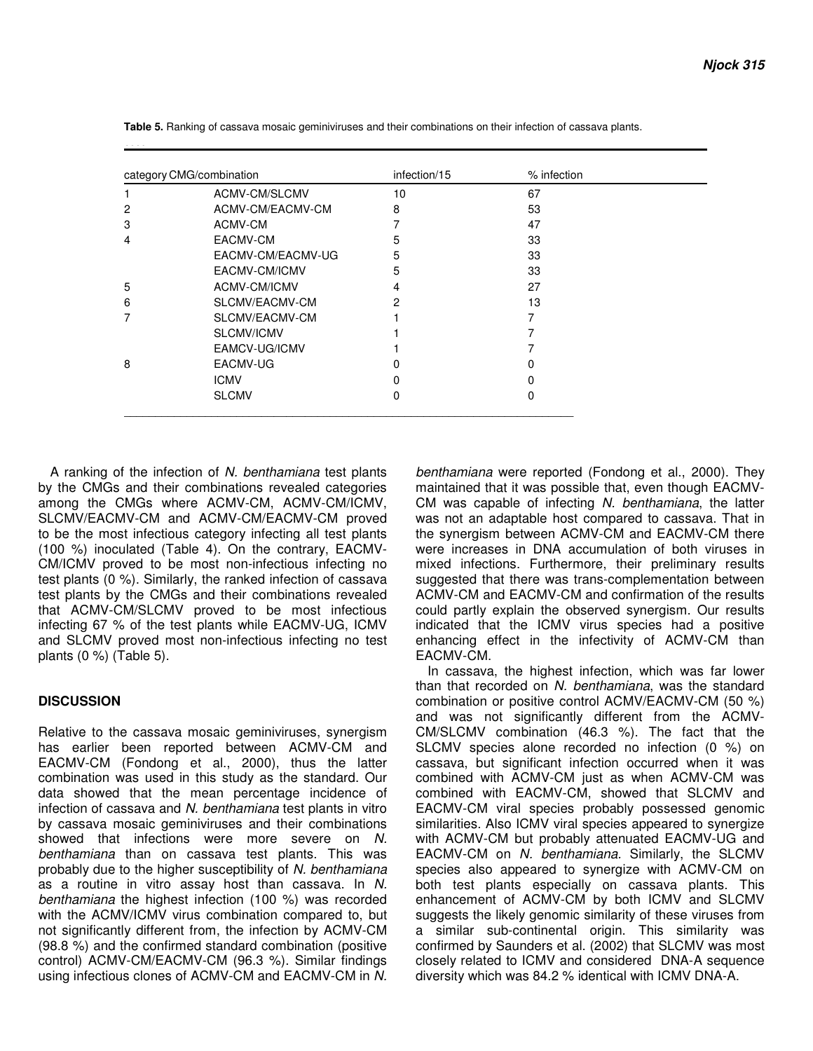**Table 5.** Ranking of cassava mosaic geminiviruses and their combinations on their infection of cassava plants.

| category | CMG/combination | infection/15 | % infection |
|---|---|---|---|
| 1 | ACMV-CM/SLCMV | 10 | 67 |
| 2 | ACMV-CM/EACMV-CM | 8 | 53 |
| 3 | ACMV-CM | 7 | 47 |
| 4 | EACMV-CM | 5 | 33 |
| | EACMV-CM/EACMV-UG | 5 | 33 |
| | EACMV-CM/ICMV | 5 | 33 |
| 5 | ACMV-CM/ICMV | 4 | 27 |
| 6 | SLCMV/EACMV-CM | 2 | 13 |
| 7 | SLCMV/EACMV-CM | 1 | 7 |
| | SLCMV/ICMV | 1 | 7 |
| | EAMCV-UG/ICMV | 1 | 7 |
| 8 | EACMV-UG | 0 | 0 |
| | ICMV | 0 | 0 |
| | SLCMV | 0 | 0 |

A ranking of the infection of *N. benthamiana* test plants by the CMGs and their combinations revealed categories among the CMGs where ACMV-CM, ACMV-CM/ICMV, SLCMV/EACMV-CM and ACMV-CM/EACMV-CM proved to be the most infectious category infecting all test plants (100 %) inoculated (Table 4). On the contrary, EACMV-CM/ICMV proved to be most non-infectious infecting no test plants (0 %). Similarly, the ranked infection of cassava test plants by the CMGs and their combinations revealed that ACMV-CM/SLCMV proved to be most infectious infecting 67 % of the test plants while EACMV-UG, ICMV and SLCMV proved most non-infectious infecting no test plants (0 %) (Table 5).

## DISCUSSION

Relative to the cassava mosaic geminiviruses, synergism has earlier been reported between ACMV-CM and EACMV-CM (Fondong et al., 2000), thus the latter combination was used in this study as the standard. Our data showed that the mean percentage incidence of infection of cassava and *N. benthamiana* test plants in vitro by cassava mosaic geminiviruses and their combinations showed that infections were more severe on *N. benthamiana* than on cassava test plants. This was probably due to the higher susceptibility of *N. benthamiana* as a routine in vitro assay host than cassava. In *N. benthamiana* the highest infection (100 %) was recorded with the ACMV/ICMV virus combination compared to, but not significantly different from, the infection by ACMV-CM (98.8 %) and the confirmed standard combination (positive control) ACMV-CM/EACMV-CM (96.3 %). Similar findings using infectious clones of ACMV-CM and EACMV-CM in *N. benthamiana* were reported (Fondong et al., 2000). They maintained that it was possible that, even though EACMV-CM was capable of infecting *N. benthamiana*, the latter was not an adaptable host compared to cassava. That in the synergism between ACMV-CM and EACMV-CM there were increases in DNA accumulation of both viruses in mixed infections. Furthermore, their preliminary results suggested that there was trans-complementation between ACMV-CM and EACMV-CM and confirmation of the results could partly explain the observed synergism. Our results indicated that the ICMV virus species had a positive enhancing effect in the infectivity of ACMV-CM than EACMV-CM.

In cassava, the highest infection, which was far lower than that recorded on *N. benthamiana*, was the standard combination or positive control ACMV/EACMV-CM (50 %) and was not significantly different from the ACMV-CM/SLCMV combination (46.3 %). The fact that the SLCMV species alone recorded no infection (0 %) on cassava, but significant infection occurred when it was combined with ACMV-CM just as when ACMV-CM was combined with EACMV-CM, showed that SLCMV and EACMV-CM viral species probably possessed genomic similarities. Also ICMV viral species appeared to synergize with ACMV-CM but probably attenuated EACMV-UG and EACMV-CM on *N. benthamiana.* Similarly, the SLCMV species also appeared to synergize with ACMV-CM on both test plants especially on cassava plants. This enhancement of ACMV-CM by both ICMV and SLCMV suggests the likely genomic similarity of these viruses from a similar sub-continental origin. This similarity was confirmed by Saunders et al. (2002) that SLCMV was most closely related to ICMV and considered DNA-A sequence diversity which was 84.2 % identical with ICMV DNA-A.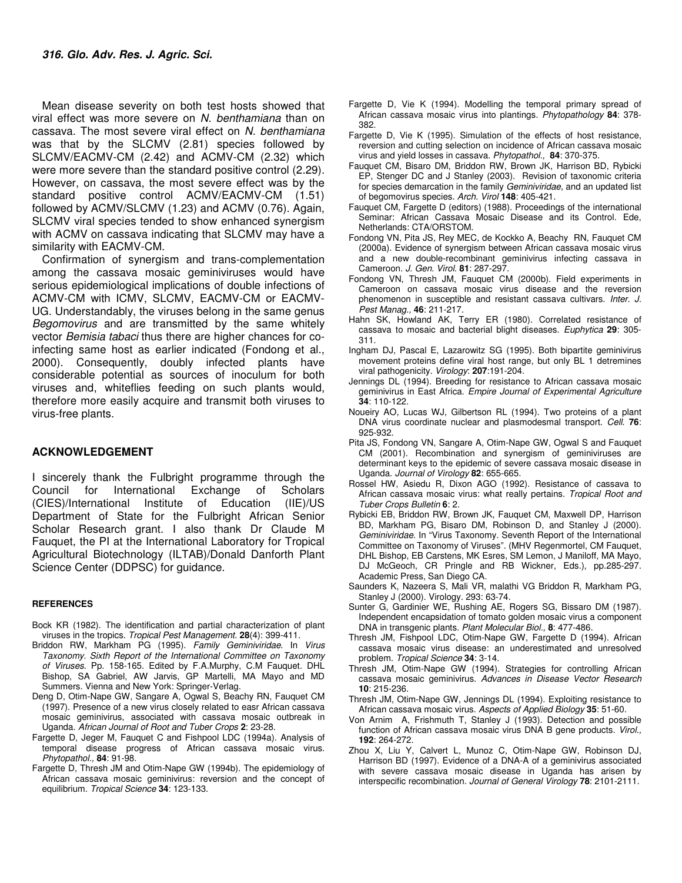Mean disease severity on both test hosts showed that viral effect was more severe on *N. benthamiana* than on cassava. The most severe viral effect on *N. benthamiana* was that by the SLCMV (2.81) species followed by SLCMV/EACMV-CM (2.42) and ACMV-CM (2.32) which were more severe than the standard positive control (2.29). However, on cassava, the most severe effect was by the standard positive control ACMV/EACMV-CM (1.51) followed by ACMV/SLCMV (1.23) and ACMV (0.76). Again, SLCMV viral species tended to show enhanced synergism with ACMV on cassava indicating that SLCMV may have a similarity with EACMV-CM.

Confirmation of synergism and trans-complementation among the cassava mosaic geminiviruses would have serious epidemiological implications of double infections of ACMV-CM with ICMV, SLCMV, EACMV-CM or EACMV-UG. Understandably, the viruses belong in the same genus *Begomovirus* and are transmitted by the same whitely vector *Bemisia tabaci* thus there are higher chances for co-infecting same host as earlier indicated (Fondong et al., 2000). Consequently, doubly infected plants have considerable potential as sources of inoculum for both viruses and, whiteflies feeding on such plants would, therefore more easily acquire and transmit both viruses to virus-free plants.

## ACKNOWLEDGEMENT

I sincerely thank the Fulbright programme through the Council for International Exchange of Scholars (CIES)/International Institute of Education (IIE)/US Department of State for the Fulbright African Senior Scholar Research grant. I also thank Dr Claude M Fauquet, the PI at the International Laboratory for Tropical Agricultural Biotechnology (ILTAB)/Donald Danforth Plant Science Center (DDPSC) for guidance.

### REFERENCES

Bock KR (1982). The identification and partial characterization of plant viruses in the tropics. *Tropical Pest Management*. **28**(4): 399-411.

Briddon RW, Markham PG (1995). *Family Geminiviridae*. In *Virus Taxonomy. Sixth Report of the International Committee on Taxonomy of Viruses*. Pp. 158-165. Edited by F.A.Murphy, C.M Fauquet. DHL Bishop, SA Gabriel, AW Jarvis, GP Martelli, MA Mayo and MD Summers. Vienna and New York: Springer-Verlag.

Deng D, Otim-Nape GW, Sangare A, Ogwal S, Beachy RN, Fauquet CM (1997). Presence of a new virus closely related to easr African cassava mosaic geminivirus, associated with cassava mosaic outbreak in Uganda. *African Journal of Root and Tuber Crops* **2**: 23-28.

Fargette D, Jeger M, Fauquet C and Fishpool LDC (1994a). Analysis of temporal disease progress of African cassava mosaic virus. *Phytopathol.,* **84**: 91-98.

Fargette D, Thresh JM and Otim-Nape GW (1994b). The epidemiology of African cassava mosaic geminivirus: reversion and the concept of equilibrium. *Tropical Science* **34**: 123-133.

Fargette D, Vie K (1994). Modelling the temporal primary spread of African cassava mosaic virus into plantings. *Phytopathology* **84**: 378-382.

Fargette D, Vie K (1995). Simulation of the effects of host resistance, reversion and cutting selection on incidence of African cassava mosaic virus and yield losses in cassava. *Phytopathol.,* **84**: 370-375.

Fauquet CM, Bisaro DM, Briddon RW, Brown JK, Harrison BD, Rybicki EP, Stenger DC and J Stanley (2003). Revision of taxonomic criteria for species demarcation in the family *Geminiviridae*, and an updated list of begomovirus species. *Arch. Virol* **148**: 405-421.

Fauquet CM, Fargette D (editors) (1988). Proceedings of the international Seminar: African Cassava Mosaic Disease and its Control. Ede, Netherlands: CTA/ORSTOM.

Fondong VN, Pita JS, Rey MEC, de Kockko A, Beachy RN, Fauquet CM (2000a). Evidence of synergism between African cassava mosaic virus and a new double-recombinant geminivirus infecting cassava in Cameroon. *J. Gen. Virol*. **81**: 287-297.

Fondong VN, Thresh JM, Fauquet CM (2000b). Field experiments in Cameroon on cassava mosaic virus disease and the reversion phenomenon in susceptible and resistant cassava cultivars. *Inter. J. Pest Manag.,* **46**: 211-217.

Hahn SK, Howland AK, Terry ER (1980). Correlated resistance of cassava to mosaic and bacterial blight diseases. *Euphytica* **29**: 305-311.

Ingham DJ, Pascal E, Lazarowitz SG (1995). Both bipartite geminivirus movement proteins define viral host range, but only BL 1 detremines viral pathogenicity. *Virology*: **207**:191-204.

Jennings DL (1994). Breeding for resistance to African cassava mosaic geminivirus in East Africa. *Empire Journal of Experimental Agriculture* **34**: 110-122.

Noueiry AO, Lucas WJ, Gilbertson RL (1994). Two proteins of a plant DNA virus coordinate nuclear and plasmodesmal transport. *Cell.* **76**: 925-932.

Pita JS, Fondong VN, Sangare A, Otim-Nape GW, Ogwal S and Fauquet CM (2001). Recombination and synergism of geminiviruses are determinant keys to the epidemic of severe cassava mosaic disease in Uganda. *Journal of Virology* **82**: 655-665.

Rossel HW, Asiedu R, Dixon AGO (1992). Resistance of cassava to African cassava mosaic virus: what really pertains. *Tropical Root and Tuber Crops Bulletin* **6**: 2.

Rybicki EB, Briddon RW, Brown JK, Fauquet CM, Maxwell DP, Harrison BD, Markham PG, Bisaro DM, Robinson D, and Stanley J (2000). *Geminiviridae*. In "Virus Taxonomy. Seventh Report of the International Committee on Taxonomy of Viruses". (MHV Regenmortel, CM Fauquet, DHL Bishop, EB Carstens, MK Esres, SM Lemon, J Maniloff, MA Mayo, DJ McGeoch, CR Pringle and RB Wickner, Eds.), pp.285-297. Academic Press, San Diego CA.

Saunders K, Nazeera S, Mali VR, malathi VG Briddon R, Markham PG, Stanley J (2000). Virology. 293: 63-74.

Sunter G, Gardinier WE, Rushing AE, Rogers SG, Bissaro DM (1987). Independent encapsidation of tomato golden mosaic virus a component DNA in transgenic plants. *Plant Molecular Biol.,* **8**: 477-486.

Thresh JM, Fishpool LDC, Otim-Nape GW, Fargette D (1994). African cassava mosaic virus disease: an underestimated and unresolved problem. *Tropical Science* **34**: 3-14.

Thresh JM, Otim-Nape GW (1994). Strategies for controlling African cassava mosaic geminivirus. *Advances in Disease Vector Research* **10**: 215-236.

Thresh JM, Otim-Nape GW, Jennings DL (1994). Exploiting resistance to African cassava mosaic virus. *Aspects of Applied Biology* **35**: 51-60.

Von Arnim A, Frishmuth T, Stanley J (1993). Detection and possible function of African cassava mosaic virus DNA B gene products. *Virol.,* **192**: 264-272.

Zhou X, Liu Y, Calvert L, Munoz C, Otim-Nape GW, Robinson DJ, Harrison BD (1997). Evidence of a DNA-A of a geminivirus associated with severe cassava mosaic disease in Uganda has arisen by interspecific recombination. *Journal of General Virology* **78**: 2101-2111.